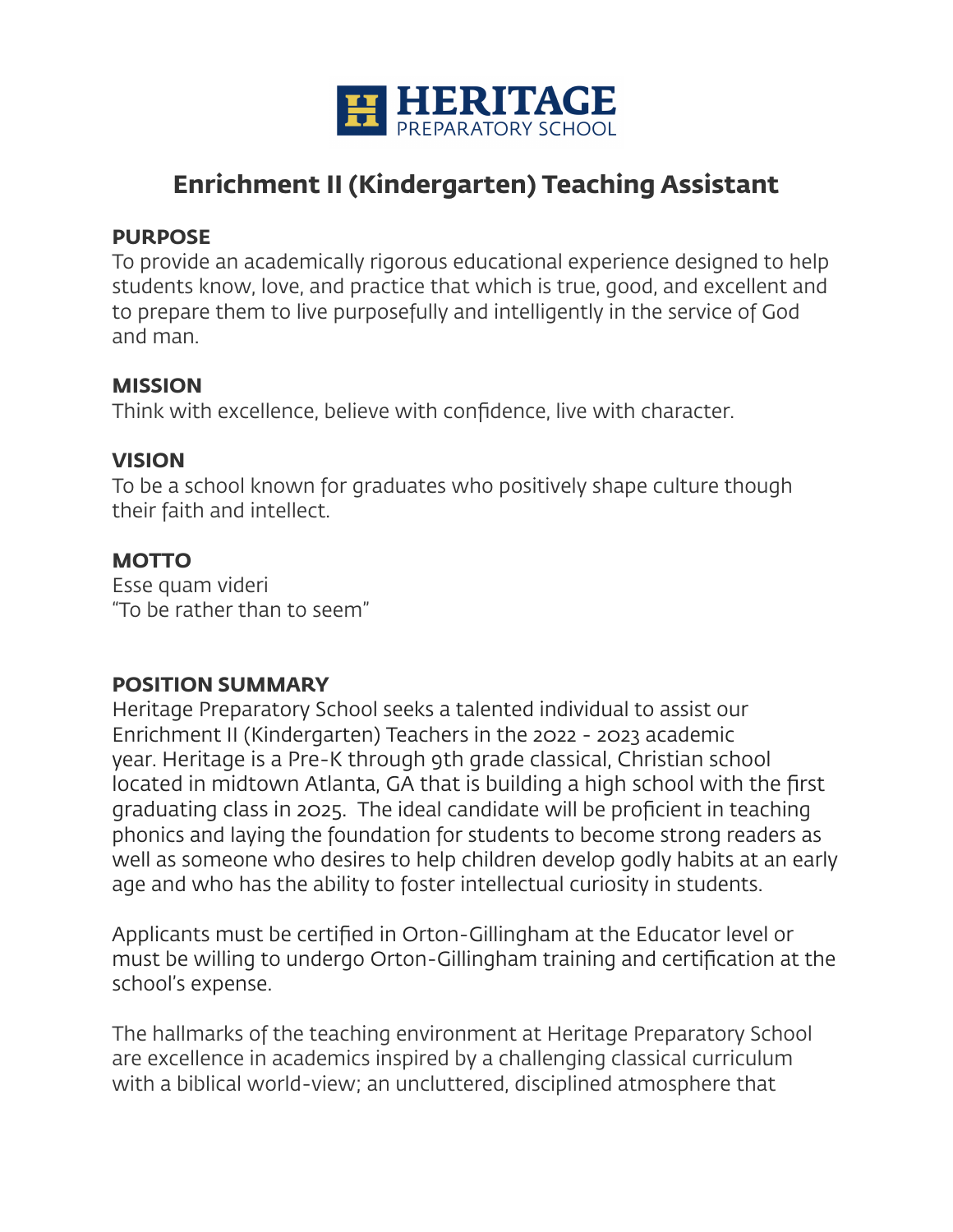HERITAGE
PREPARATORY SCHOOL

# Enrichment II (Kindergarten) Teaching Assistant

## PURPOSE

To provide an academically rigorous educational experience designed to help students know, love, and practice that which is true, good, and excellent and to prepare them to live purposefully and intelligently in the service of God and man.

## MISSION

Think with excellence, believe with confidence, live with character.

## VISION

To be a school known for graduates who positively shape culture though their faith and intellect.

## MOTTO

Esse quam videri
"To be rather than to seem"

## POSITION SUMMARY

Heritage Preparatory School seeks a talented individual to assist our Enrichment II (Kindergarten) Teachers in the 2022 - 2023 academic year. Heritage is a Pre-K through 9th grade classical, Christian school located in midtown Atlanta, GA that is building a high school with the first graduating class in 2025. The ideal candidate will be proficient in teaching phonics and laying the foundation for students to become strong readers as well as someone who desires to help children develop godly habits at an early age and who has the ability to foster intellectual curiosity in students.

Applicants must be certified in Orton-Gillingham at the Educator level or must be willing to undergo Orton-Gillingham training and certification at the school's expense.

The hallmarks of the teaching environment at Heritage Preparatory School are excellence in academics inspired by a challenging classical curriculum with a biblical world-view; an uncluttered, disciplined atmosphere that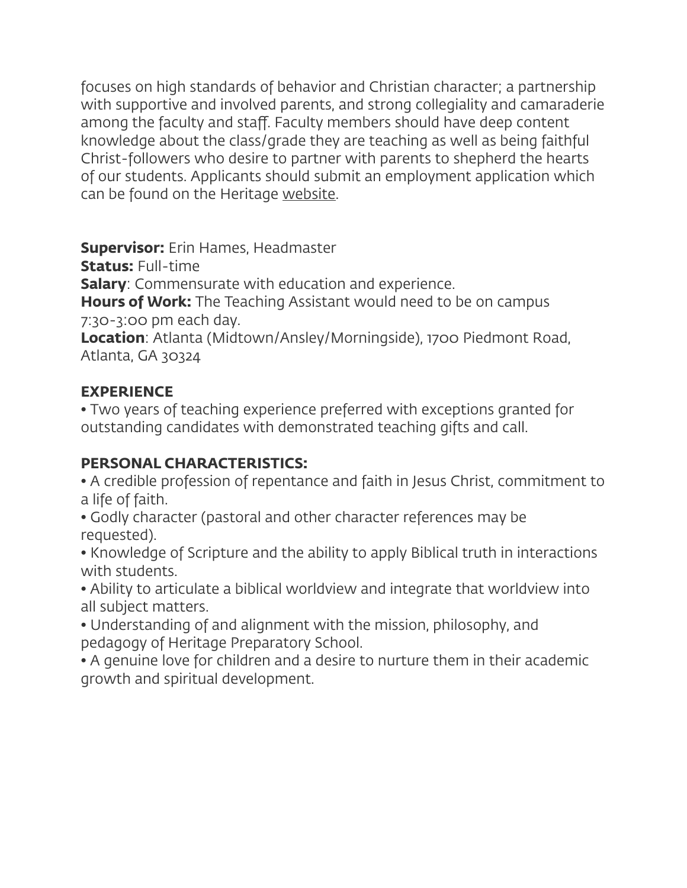focuses on high standards of behavior and Christian character; a partnership with supportive and involved parents, and strong collegiality and camaraderie among the faculty and staff. Faculty members should have deep content knowledge about the class/grade they are teaching as well as being faithful Christ-followers who desire to partner with parents to shepherd the hearts of our students. Applicants should submit an employment application which can be found on the Heritage website.

**Supervisor:** Erin Hames, Headmaster
**Status:** Full-time
**Salary**: Commensurate with education and experience.
**Hours of Work:** The Teaching Assistant would need to be on campus 7:30-3:00 pm each day.
**Location**: Atlanta (Midtown/Ansley/Morningside), 1700 Piedmont Road, Atlanta, GA 30324

**EXPERIENCE**

- Two years of teaching experience preferred with exceptions granted for outstanding candidates with demonstrated teaching gifts and call.

**PERSONAL CHARACTERISTICS:**

- A credible profession of repentance and faith in Jesus Christ, commitment to a life of faith.
- Godly character (pastoral and other character references may be requested).
- Knowledge of Scripture and the ability to apply Biblical truth in interactions with students.
- Ability to articulate a biblical worldview and integrate that worldview into all subject matters.
- Understanding of and alignment with the mission, philosophy, and pedagogy of Heritage Preparatory School.
- A genuine love for children and a desire to nurture them in their academic growth and spiritual development.